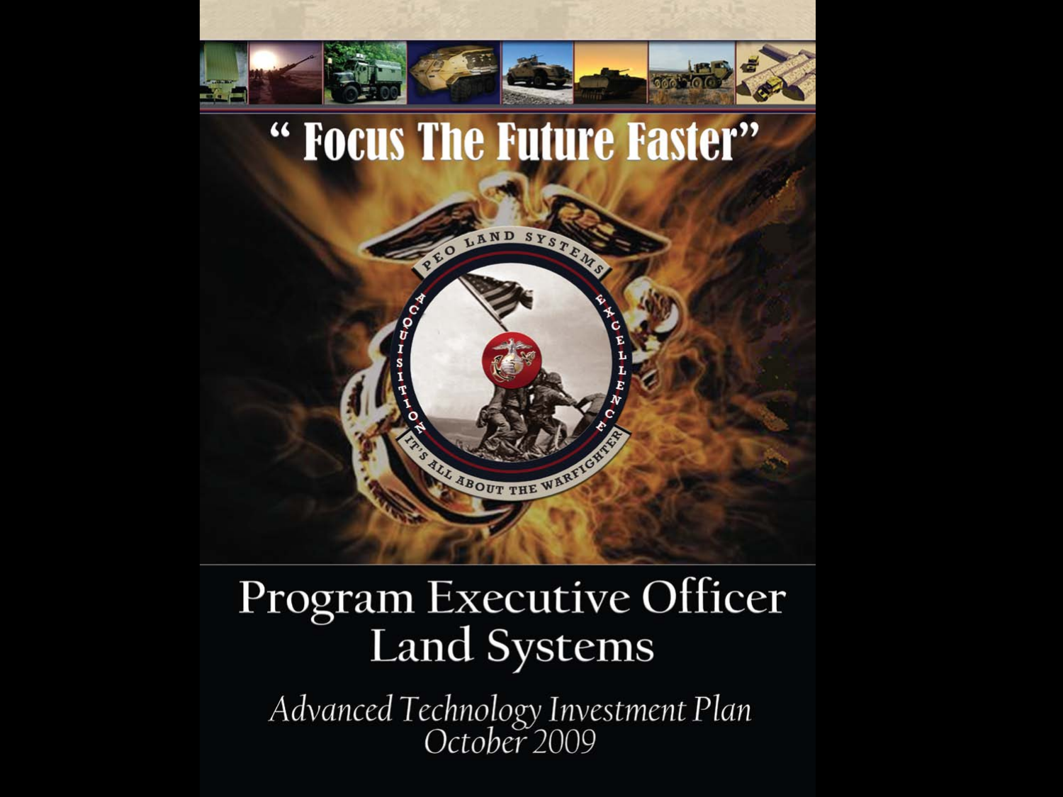# "Focus The Future Faster"

PEO LAND SYSTEMS

ACQUISITION EXCELLENCE

IT'S ALL ABOUT THE WARFIGHTER

# Program Executive Officer Land Systems

*Advanced Technology Investment Plan*
*October 2009*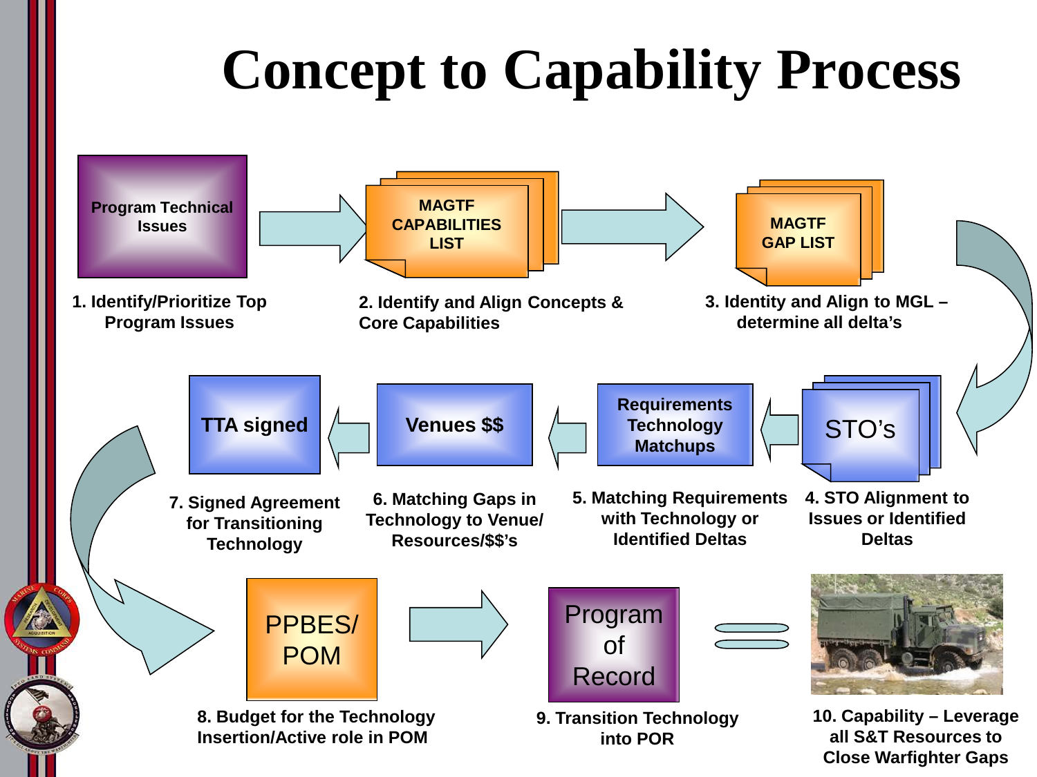# Concept to Capability Process

**Program Technical Issues**

**1. Identify/Prioritize Top Program Issues**

**MAGTF CAPABILITIES LIST**

**2. Identify and Align Concepts & Core Capabilities**

**MAGTF GAP LIST**

**3. Identity and Align to MGL – determine all delta's**

STO's

**4. STO Alignment to Issues or Identified Deltas**

**Requirements Technology Matchups**

**5. Matching Requirements with Technology or Identified Deltas**

**Venues $$**

**6. Matching Gaps in Technology to Venue/ Resources/$$'s**

**TTA signed**

**7. Signed Agreement for Transitioning Technology**

PPBES/ POM

**8. Budget for the Technology Insertion/Active role in POM**

Program of Record

**9. Transition Technology into POR**

**10. Capability – Leverage all S&T Resources to Close Warfighter Gaps**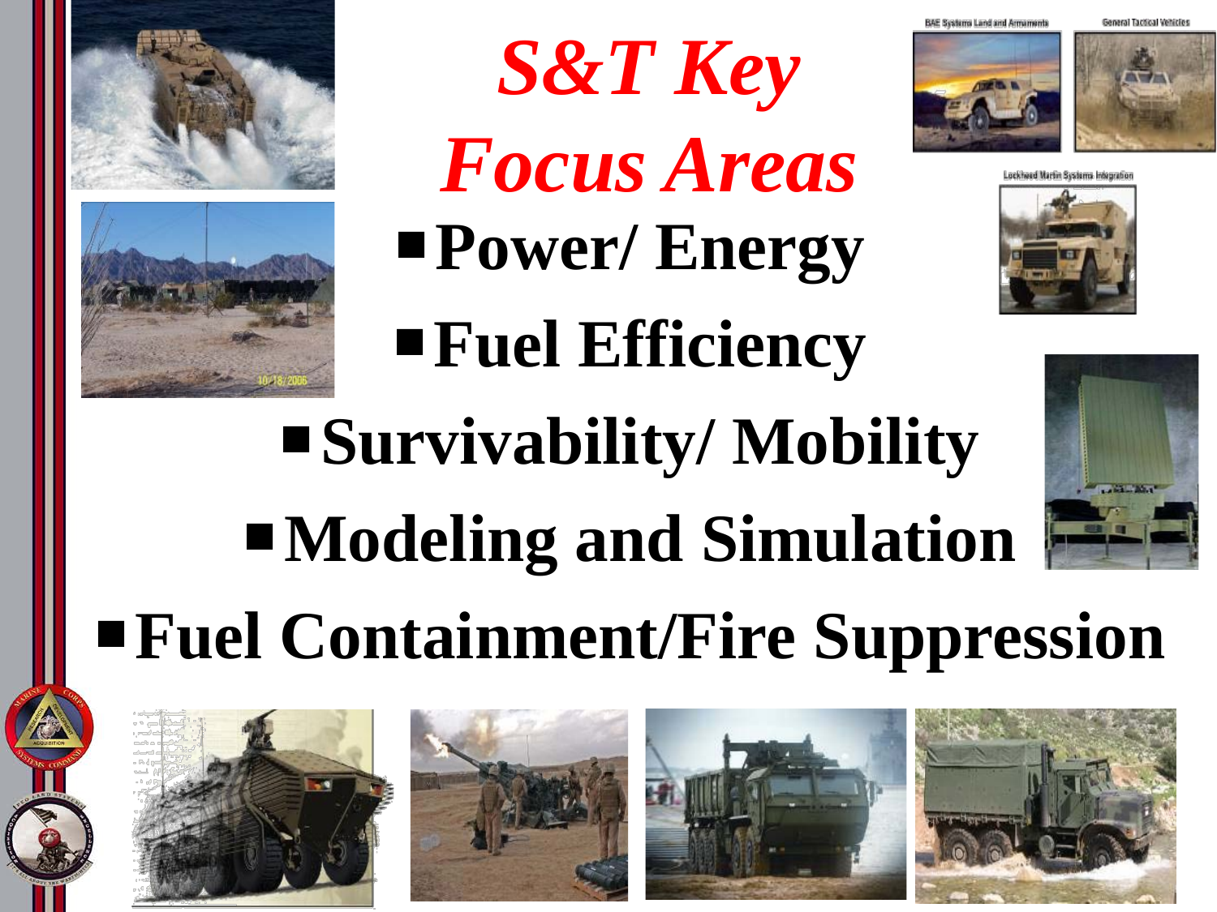# *S&T Key Focus Areas*

- **Power/ Energy**
- **Fuel Efficiency**
- **Survivability/ Mobility**
- **Modeling and Simulation**
- **Fuel Containment/Fire Suppression**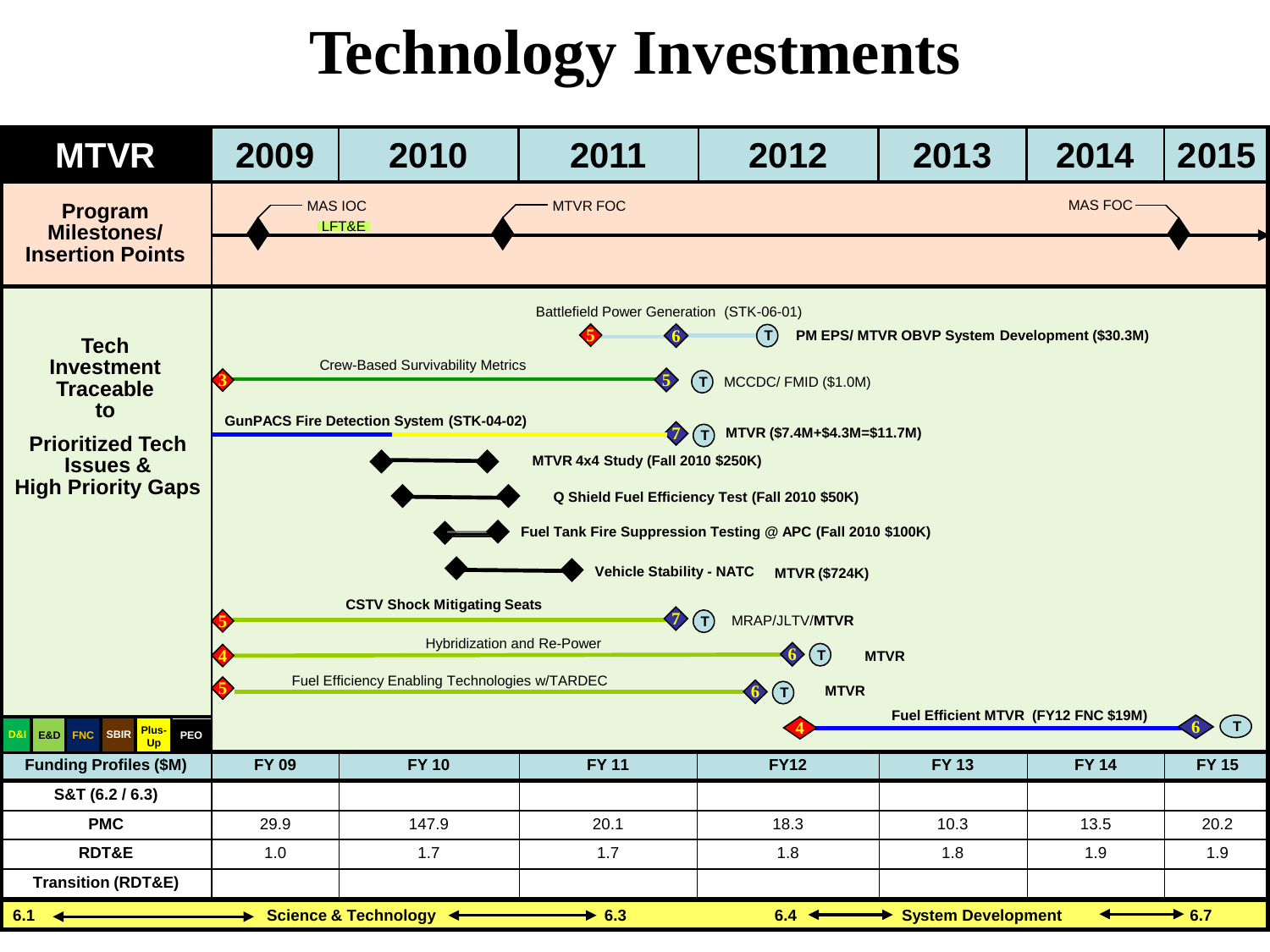# Technology Investments

| MTVR | 2009 | 2010 | 2011 | 2012 | 2013 | 2014 | 2015 |
|---|---|---|---|---|---|---|---|
| **Program Milestones/ Insertion Points** | MAS IOC, LFT&E | MTVR FOC | | | | MAS FOC | |

**Tech Investment Traceable to Prioritized Tech Issues & High Priority Gaps**

- Battlefield Power Generation (STK-06-01) — 5 → 6 → T — **PM EPS/ MTVR OBVP System Development ($30.3M)**
- Crew-Based Survivability Metrics — 3 → 5 → T — MCCDC/ FMID ($1.0M)
- **GunPACS Fire Detection System (STK-04-02)** — 7 → T — **MTVR ($7.4M+$4.3M=$11.7M)**
- **MTVR 4x4 Study (Fall 2010 $250K)**
- **Q Shield Fuel Efficiency Test (Fall 2010 $50K)**
- **Fuel Tank Fire Suppression Testing @ APC (Fall 2010 $100K)**
- **Vehicle Stability - NATC** **MTVR ($724K)**
- **CSTV Shock Mitigating Seats** — 5 → 7 → T — MRAP/JLTV/**MTVR**
- Hybridization and Re-Power — 4 → 6 → T — **MTVR**
- Fuel Efficiency Enabling Technologies w/TARDEC — 5 → 6 → T — **MTVR**
- **Fuel Efficient MTVR (FY12 FNC $19M)** — 4 → 6 → T

Legend: D&I | E&D | FNC | SBIR | Plus-Up | PEO

| Funding Profiles ($M) | FY 09 | FY 10 | FY 11 | FY12 | FY 13 | FY 14 | FY 15 |
|---|---|---|---|---|---|---|---|
| S&T (6.2 / 6.3) | | | | | | | |
| PMC | 29.9 | 147.9 | 20.1 | 18.3 | 10.3 | 13.5 | 20.2 |
| RDT&E | 1.0 | 1.7 | 1.7 | 1.8 | 1.8 | 1.9 | 1.9 |
| Transition (RDT&E) | | | | | | | |

**6.1 ← → Science & Technology ← → 6.3 &nbsp;&nbsp; 6.4 ← → System Development ← → 6.7**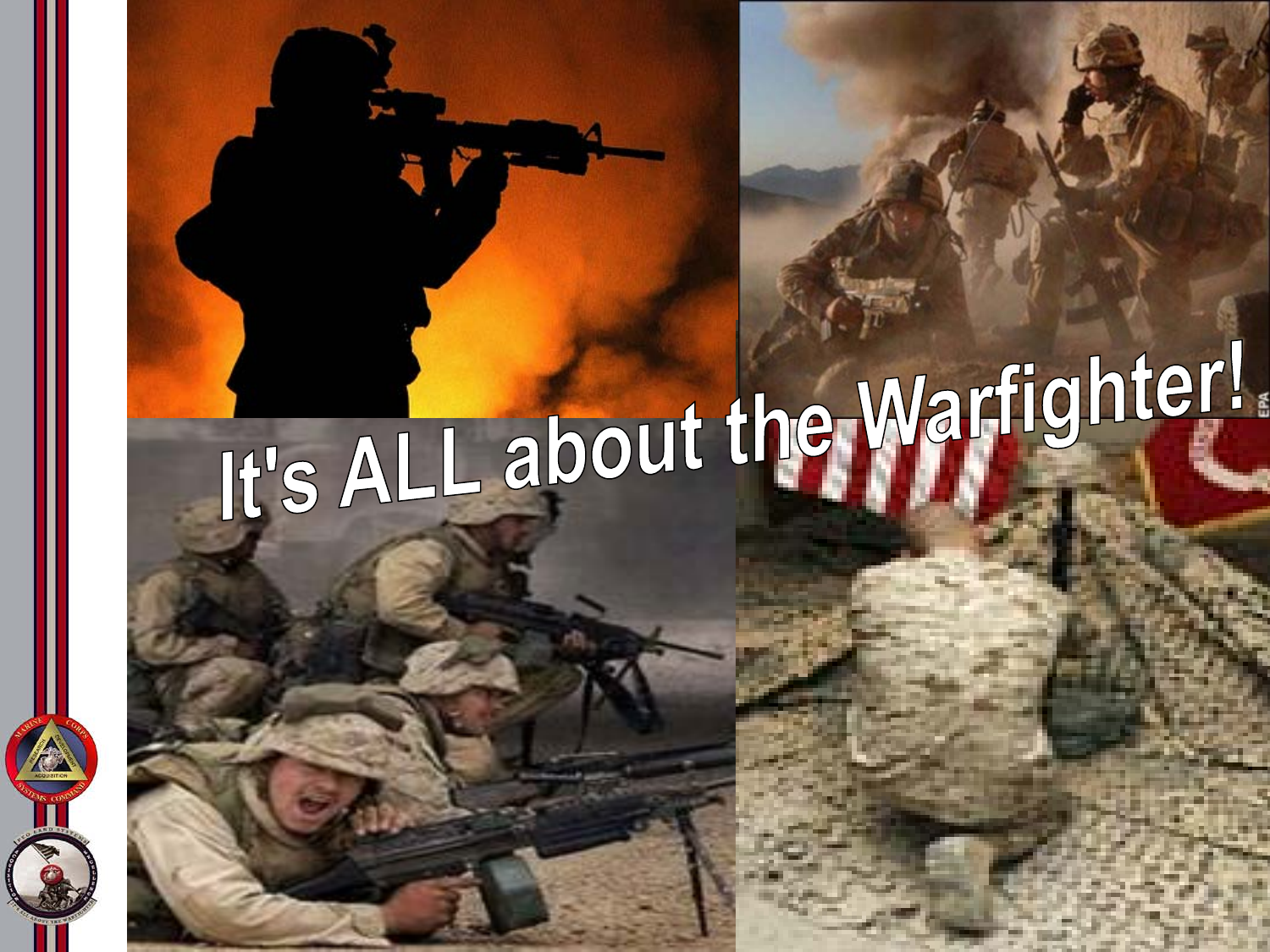It's ALL about the Warfighter!